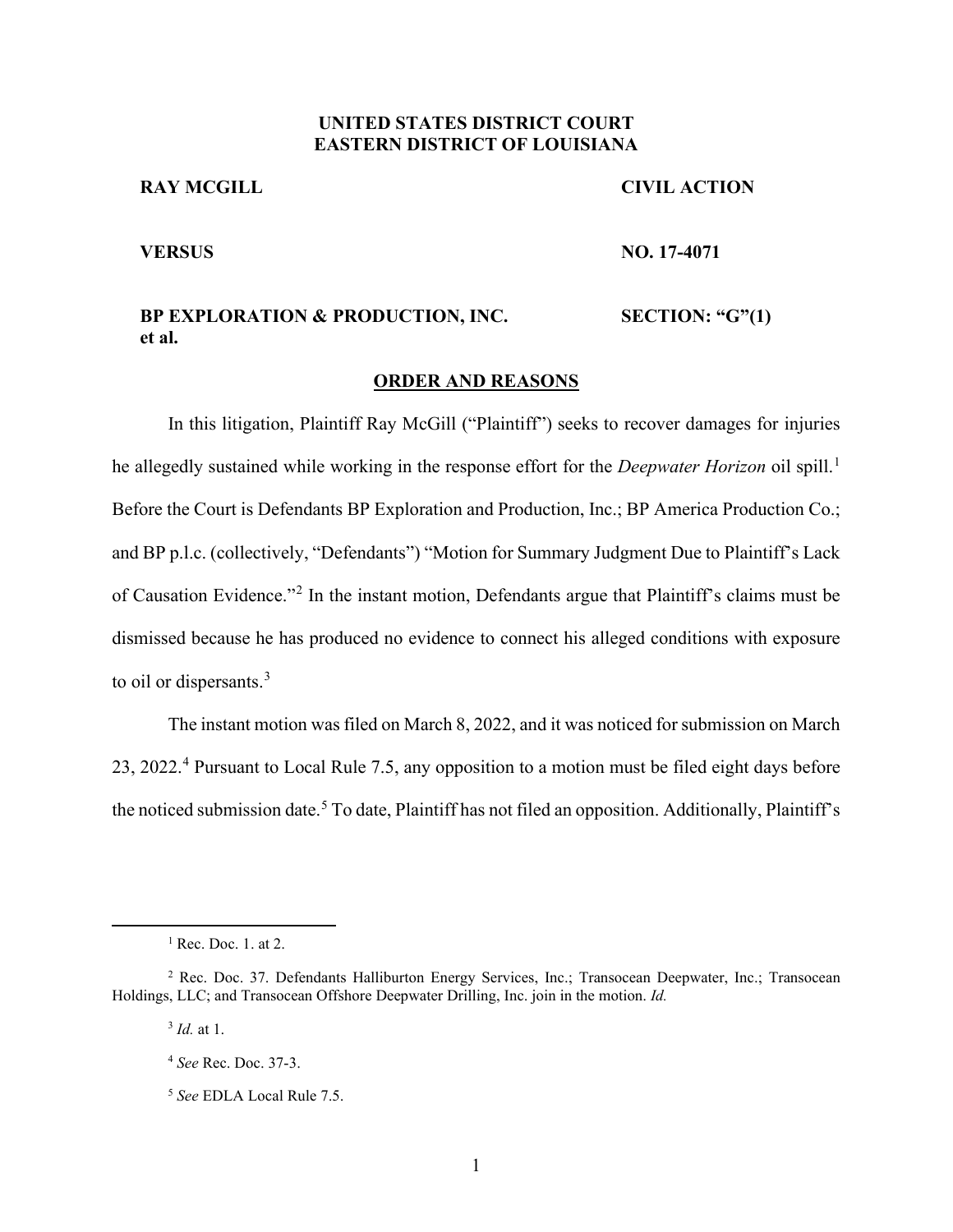**UNITED STATES DISTRICT COURT**
**EASTERN DISTRICT OF LOUISIANA**

| | |
|---|---|
| **RAY MCGILL** | **CIVIL ACTION** |
| **VERSUS** | **NO. 17-4071** |
| **BP EXPLORATION & PRODUCTION, INC. et al.** | **SECTION: "G"(1)** |

**ORDER AND REASONS**

In this litigation, Plaintiff Ray McGill ("Plaintiff") seeks to recover damages for injuries he allegedly sustained while working in the response effort for the *Deepwater Horizon* oil spill.[1] Before the Court is Defendants BP Exploration and Production, Inc.; BP America Production Co.; and BP p.l.c. (collectively, "Defendants") "Motion for Summary Judgment Due to Plaintiff's Lack of Causation Evidence."[2] In the instant motion, Defendants argue that Plaintiff's claims must be dismissed because he has produced no evidence to connect his alleged conditions with exposure to oil or dispersants.[3]

The instant motion was filed on March 8, 2022, and it was noticed for submission on March 23, 2022.[4] Pursuant to Local Rule 7.5, any opposition to a motion must be filed eight days before the noticed submission date.[5] To date, Plaintiff has not filed an opposition. Additionally, Plaintiff's

---

[1] Rec. Doc. 1. at 2.

[2] Rec. Doc. 37. Defendants Halliburton Energy Services, Inc.; Transocean Deepwater, Inc.; Transocean Holdings, LLC; and Transocean Offshore Deepwater Drilling, Inc. join in the motion. *Id.*

[3] *Id.* at 1.

[4] *See* Rec. Doc. 37-3.

[5] *See* EDLA Local Rule 7.5.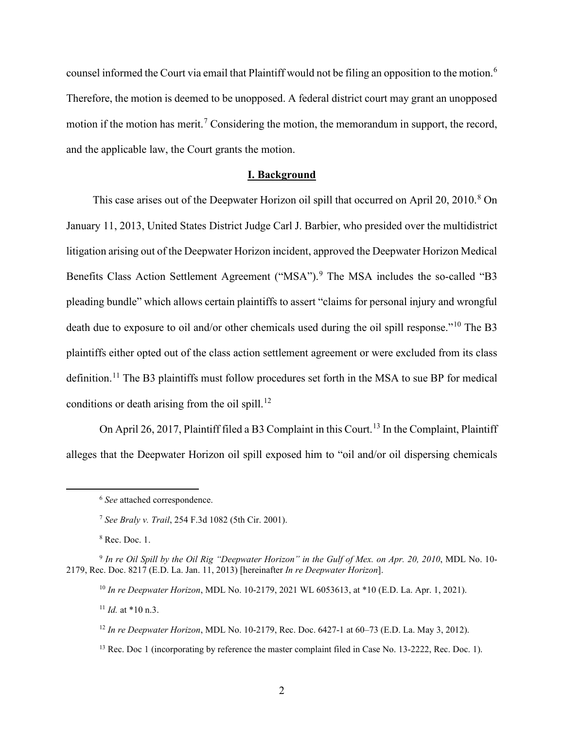counsel informed the Court via email that Plaintiff would not be filing an opposition to the motion.[6] Therefore, the motion is deemed to be unopposed. A federal district court may grant an unopposed motion if the motion has merit.[7] Considering the motion, the memorandum in support, the record, and the applicable law, the Court grants the motion.

## I. Background

This case arises out of the Deepwater Horizon oil spill that occurred on April 20, 2010.[8] On January 11, 2013, United States District Judge Carl J. Barbier, who presided over the multidistrict litigation arising out of the Deepwater Horizon incident, approved the Deepwater Horizon Medical Benefits Class Action Settlement Agreement ("MSA").[9] The MSA includes the so-called "B3 pleading bundle" which allows certain plaintiffs to assert "claims for personal injury and wrongful death due to exposure to oil and/or other chemicals used during the oil spill response."[10] The B3 plaintiffs either opted out of the class action settlement agreement or were excluded from its class definition.[11] The B3 plaintiffs must follow procedures set forth in the MSA to sue BP for medical conditions or death arising from the oil spill.[12]

On April 26, 2017, Plaintiff filed a B3 Complaint in this Court.[13] In the Complaint, Plaintiff alleges that the Deepwater Horizon oil spill exposed him to "oil and/or oil dispersing chemicals

---

[6] *See* attached correspondence.

[7] *See Braly v. Trail*, 254 F.3d 1082 (5th Cir. 2001).

[8] Rec. Doc. 1.

[9] *In re Oil Spill by the Oil Rig "Deepwater Horizon" in the Gulf of Mex. on Apr. 20, 2010*, MDL No. 10-2179, Rec. Doc. 8217 (E.D. La. Jan. 11, 2013) [hereinafter *In re Deepwater Horizon*].

[10] *In re Deepwater Horizon*, MDL No. 10-2179, 2021 WL 6053613, at *10 (E.D. La. Apr. 1, 2021).

[11] *Id.* at *10 n.3.

[12] *In re Deepwater Horizon*, MDL No. 10-2179, Rec. Doc. 6427-1 at 60–73 (E.D. La. May 3, 2012).

[13] Rec. Doc 1 (incorporating by reference the master complaint filed in Case No. 13-2222, Rec. Doc. 1).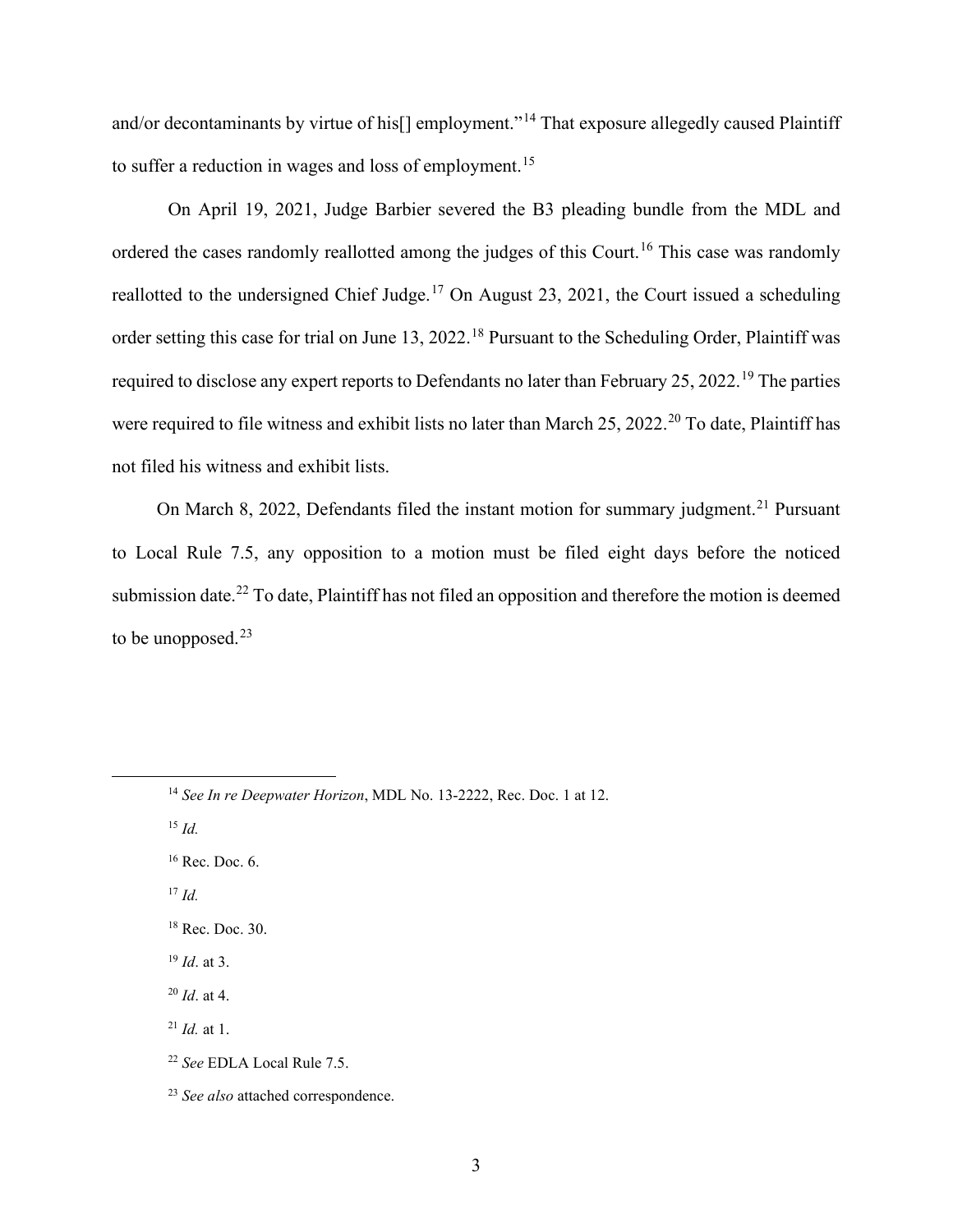and/or decontaminants by virtue of his[] employment."[14] That exposure allegedly caused Plaintiff to suffer a reduction in wages and loss of employment.[15]

On April 19, 2021, Judge Barbier severed the B3 pleading bundle from the MDL and ordered the cases randomly reallotted among the judges of this Court.[16] This case was randomly reallotted to the undersigned Chief Judge.[17] On August 23, 2021, the Court issued a scheduling order setting this case for trial on June 13, 2022.[18] Pursuant to the Scheduling Order, Plaintiff was required to disclose any expert reports to Defendants no later than February 25, 2022.[19] The parties were required to file witness and exhibit lists no later than March 25, 2022.[20] To date, Plaintiff has not filed his witness and exhibit lists.

On March 8, 2022, Defendants filed the instant motion for summary judgment.[21] Pursuant to Local Rule 7.5, any opposition to a motion must be filed eight days before the noticed submission date.[22] To date, Plaintiff has not filed an opposition and therefore the motion is deemed to be unopposed.[23]

---

[14] *See In re Deepwater Horizon*, MDL No. 13-2222, Rec. Doc. 1 at 12.

[15] *Id.*

[16] Rec. Doc. 6.

[17] *Id.*

[18] Rec. Doc. 30.

[19] *Id*. at 3.

[20] *Id*. at 4.

[21] *Id.* at 1.

[22] *See* EDLA Local Rule 7.5.

[23] *See also* attached correspondence.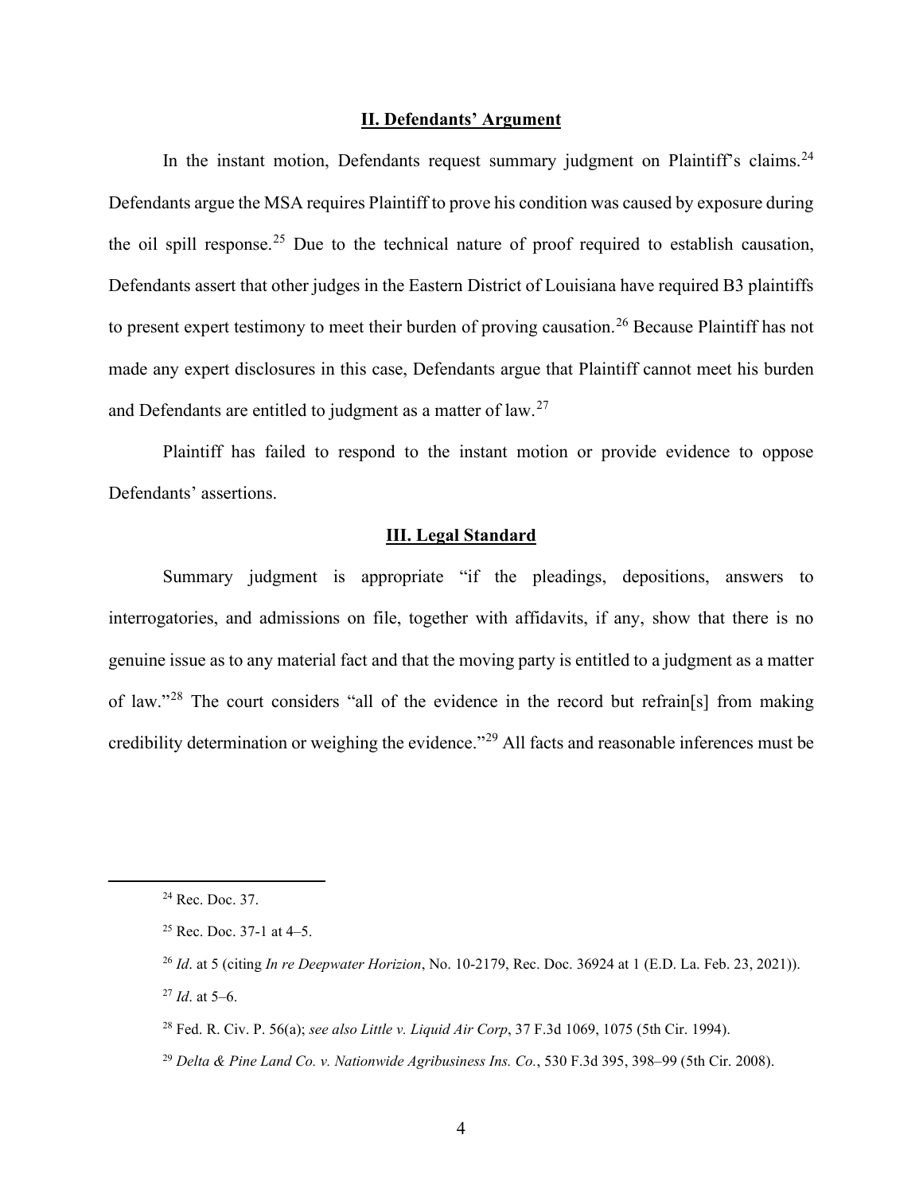## II. Defendants' Argument

In the instant motion, Defendants request summary judgment on Plaintiff's claims.[24] Defendants argue the MSA requires Plaintiff to prove his condition was caused by exposure during the oil spill response.[25] Due to the technical nature of proof required to establish causation, Defendants assert that other judges in the Eastern District of Louisiana have required B3 plaintiffs to present expert testimony to meet their burden of proving causation.[26] Because Plaintiff has not made any expert disclosures in this case, Defendants argue that Plaintiff cannot meet his burden and Defendants are entitled to judgment as a matter of law.[27]

Plaintiff has failed to respond to the instant motion or provide evidence to oppose Defendants' assertions.

## III. Legal Standard

Summary judgment is appropriate "if the pleadings, depositions, answers to interrogatories, and admissions on file, together with affidavits, if any, show that there is no genuine issue as to any material fact and that the moving party is entitled to a judgment as a matter of law."[28] The court considers "all of the evidence in the record but refrain[s] from making credibility determination or weighing the evidence."[29] All facts and reasonable inferences must be

---

[24] Rec. Doc. 37.

[25] Rec. Doc. 37-1 at 4–5.

[26] *Id*. at 5 (citing *In re Deepwater Horizion*, No. 10-2179, Rec. Doc. 36924 at 1 (E.D. La. Feb. 23, 2021)).

[27] *Id*. at 5–6.

[28] Fed. R. Civ. P. 56(a); *see also Little v. Liquid Air Corp*, 37 F.3d 1069, 1075 (5th Cir. 1994).

[29] *Delta & Pine Land Co. v. Nationwide Agribusiness Ins. Co.*, 530 F.3d 395, 398–99 (5th Cir. 2008).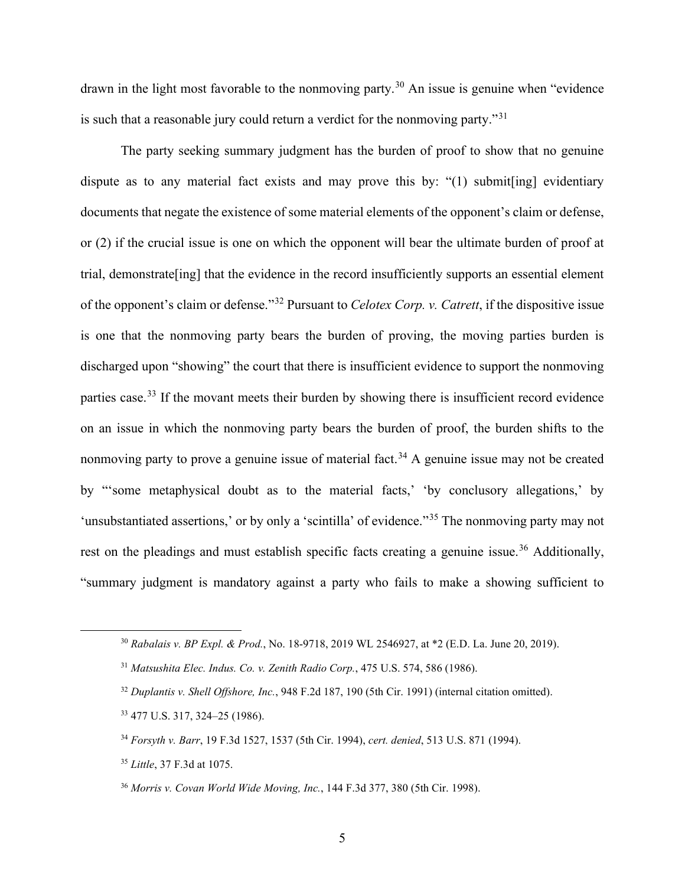drawn in the light most favorable to the nonmoving party.[30] An issue is genuine when "evidence is such that a reasonable jury could return a verdict for the nonmoving party."[31]

The party seeking summary judgment has the burden of proof to show that no genuine dispute as to any material fact exists and may prove this by: "(1) submit[ing] evidentiary documents that negate the existence of some material elements of the opponent's claim or defense, or (2) if the crucial issue is one on which the opponent will bear the ultimate burden of proof at trial, demonstrate[ing] that the evidence in the record insufficiently supports an essential element of the opponent's claim or defense."[32] Pursuant to *Celotex Corp. v. Catrett*, if the dispositive issue is one that the nonmoving party bears the burden of proving, the moving parties burden is discharged upon "showing" the court that there is insufficient evidence to support the nonmoving parties case.[33] If the movant meets their burden by showing there is insufficient record evidence on an issue in which the nonmoving party bears the burden of proof, the burden shifts to the nonmoving party to prove a genuine issue of material fact.[34] A genuine issue may not be created by "'some metaphysical doubt as to the material facts,' 'by conclusory allegations,' by 'unsubstantiated assertions,' or by only a 'scintilla' of evidence."[35] The nonmoving party may not rest on the pleadings and must establish specific facts creating a genuine issue.[36] Additionally, "summary judgment is mandatory against a party who fails to make a showing sufficient to

---

[30] *Rabalais v. BP Expl. & Prod.*, No. 18-9718, 2019 WL 2546927, at *2 (E.D. La. June 20, 2019).

[31] *Matsushita Elec. Indus. Co. v. Zenith Radio Corp.*, 475 U.S. 574, 586 (1986).

[32] *Duplantis v. Shell Offshore, Inc.*, 948 F.2d 187, 190 (5th Cir. 1991) (internal citation omitted).

[33] 477 U.S. 317, 324–25 (1986).

[34] *Forsyth v. Barr*, 19 F.3d 1527, 1537 (5th Cir. 1994), *cert. denied*, 513 U.S. 871 (1994).

[35] *Little*, 37 F.3d at 1075.

[36] *Morris v. Covan World Wide Moving, Inc.*, 144 F.3d 377, 380 (5th Cir. 1998).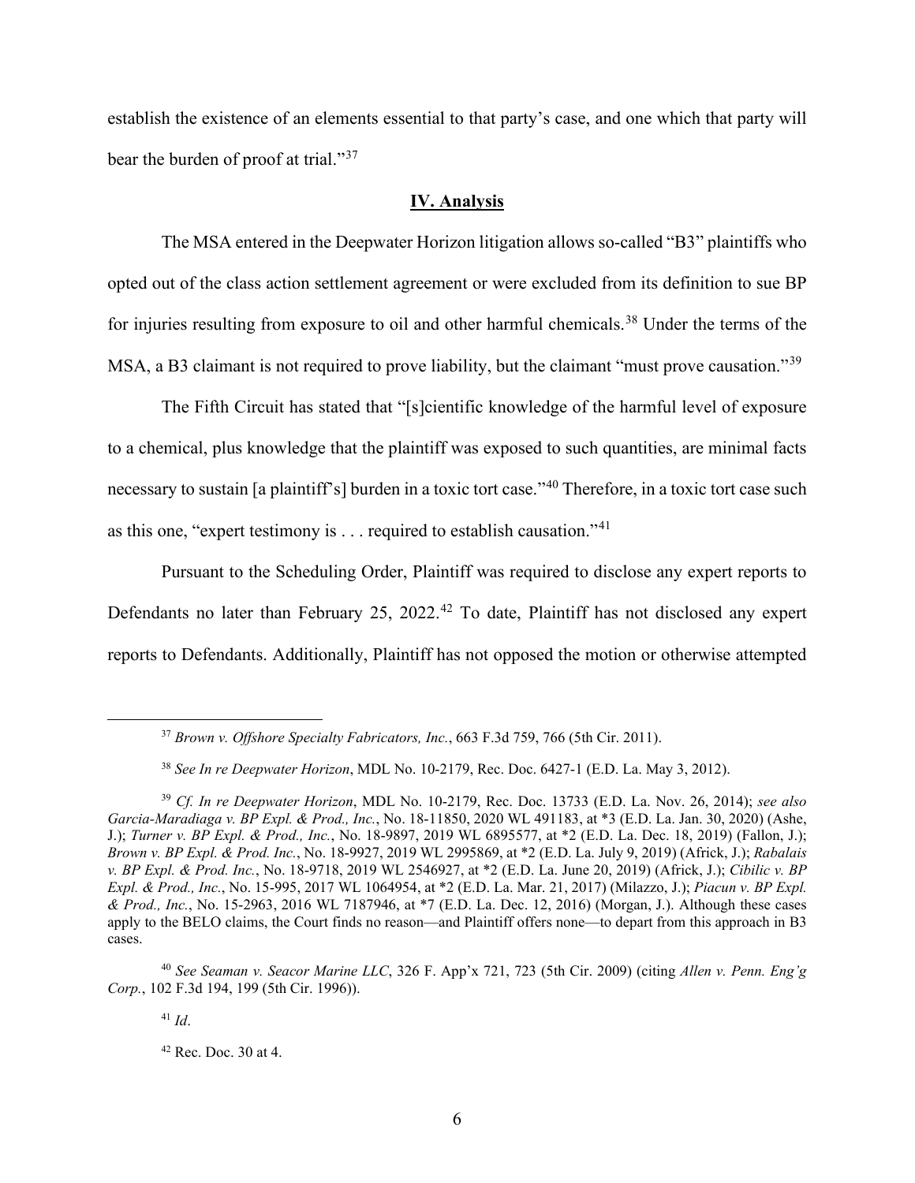establish the existence of an elements essential to that party's case, and one which that party will bear the burden of proof at trial."[37]

## IV. Analysis

The MSA entered in the Deepwater Horizon litigation allows so-called "B3" plaintiffs who opted out of the class action settlement agreement or were excluded from its definition to sue BP for injuries resulting from exposure to oil and other harmful chemicals.[38] Under the terms of the MSA, a B3 claimant is not required to prove liability, but the claimant "must prove causation."[39]

The Fifth Circuit has stated that "[s]cientific knowledge of the harmful level of exposure to a chemical, plus knowledge that the plaintiff was exposed to such quantities, are minimal facts necessary to sustain [a plaintiff's] burden in a toxic tort case."[40] Therefore, in a toxic tort case such as this one, "expert testimony is . . . required to establish causation."[41]

Pursuant to the Scheduling Order, Plaintiff was required to disclose any expert reports to Defendants no later than February 25, 2022.[42] To date, Plaintiff has not disclosed any expert reports to Defendants. Additionally, Plaintiff has not opposed the motion or otherwise attempted

---

[37] *Brown v. Offshore Specialty Fabricators, Inc.*, 663 F.3d 759, 766 (5th Cir. 2011).

[38] *See In re Deepwater Horizon*, MDL No. 10-2179, Rec. Doc. 6427-1 (E.D. La. May 3, 2012).

[39] *Cf. In re Deepwater Horizon*, MDL No. 10-2179, Rec. Doc. 13733 (E.D. La. Nov. 26, 2014); *see also Garcia-Maradiaga v. BP Expl. & Prod., Inc.*, No. 18-11850, 2020 WL 491183, at *3 (E.D. La. Jan. 30, 2020) (Ashe, J.); *Turner v. BP Expl. & Prod., Inc.*, No. 18-9897, 2019 WL 6895577, at *2 (E.D. La. Dec. 18, 2019) (Fallon, J.); *Brown v. BP Expl. & Prod. Inc.*, No. 18-9927, 2019 WL 2995869, at *2 (E.D. La. July 9, 2019) (Africk, J.); *Rabalais v. BP Expl. & Prod. Inc.*, No. 18-9718, 2019 WL 2546927, at *2 (E.D. La. June 20, 2019) (Africk, J.); *Cibilic v. BP Expl. & Prod., Inc.*, No. 15-995, 2017 WL 1064954, at *2 (E.D. La. Mar. 21, 2017) (Milazzo, J.); *Piacun v. BP Expl. & Prod., Inc.*, No. 15-2963, 2016 WL 7187946, at *7 (E.D. La. Dec. 12, 2016) (Morgan, J.). Although these cases apply to the BELO claims, the Court finds no reason—and Plaintiff offers none—to depart from this approach in B3 cases.

[40] *See Seaman v. Seacor Marine LLC*, 326 F. App'x 721, 723 (5th Cir. 2009) (citing *Allen v. Penn. Eng'g Corp.*, 102 F.3d 194, 199 (5th Cir. 1996)).

[41] *Id*.

[42] Rec. Doc. 30 at 4.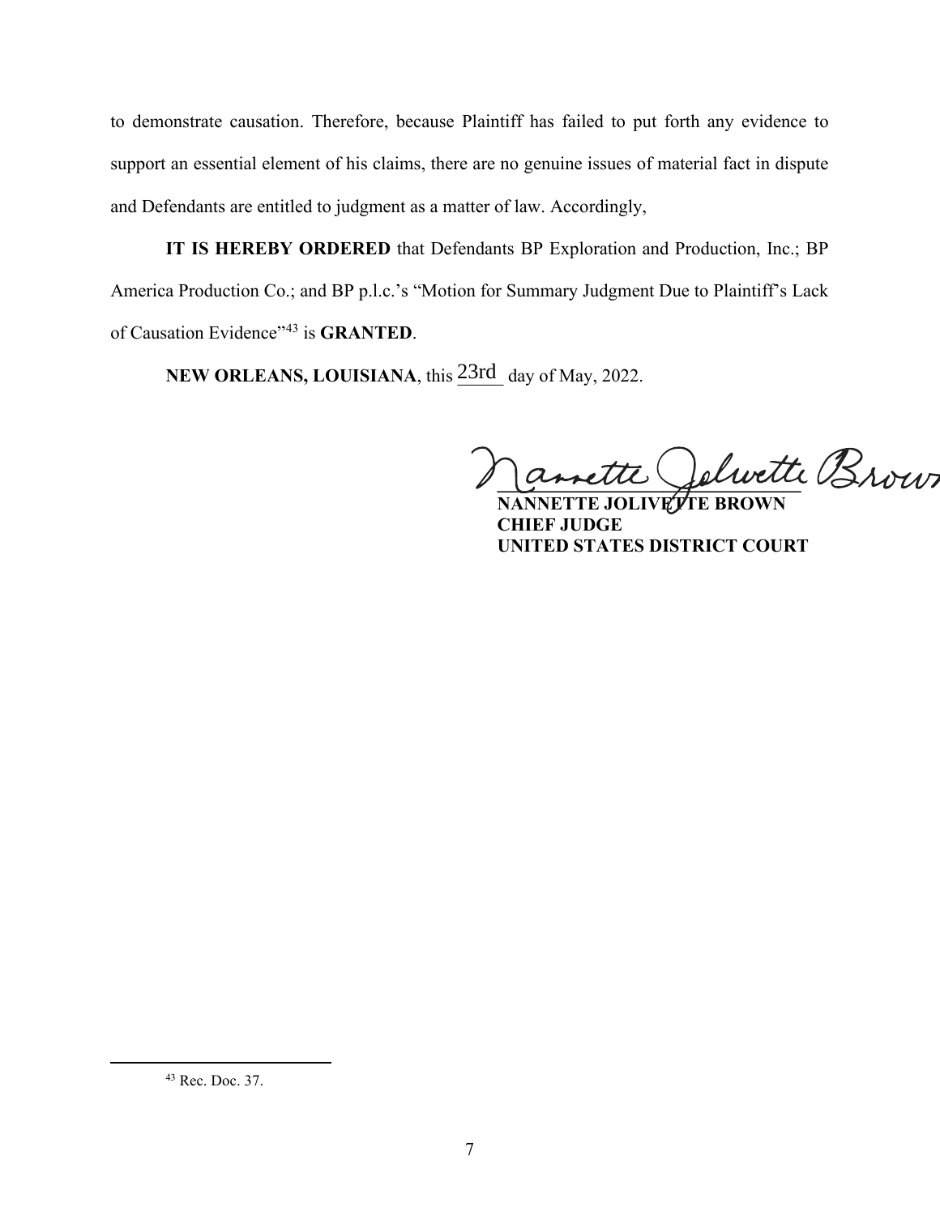to demonstrate causation. Therefore, because Plaintiff has failed to put forth any evidence to support an essential element of his claims, there are no genuine issues of material fact in dispute and Defendants are entitled to judgment as a matter of law. Accordingly,

**IT IS HEREBY ORDERED** that Defendants BP Exploration and Production, Inc.; BP America Production Co.; and BP p.l.c.'s "Motion for Summary Judgment Due to Plaintiff's Lack of Causation Evidence"[43] is **GRANTED**.

**NEW ORLEANS, LOUISIANA**, this 23rd day of May, 2022.

Nannette Jolivette Brown

**NANNETTE JOLIVETTE BROWN**
**CHIEF JUDGE**
**UNITED STATES DISTRICT COURT**

---

[43] Rec. Doc. 37.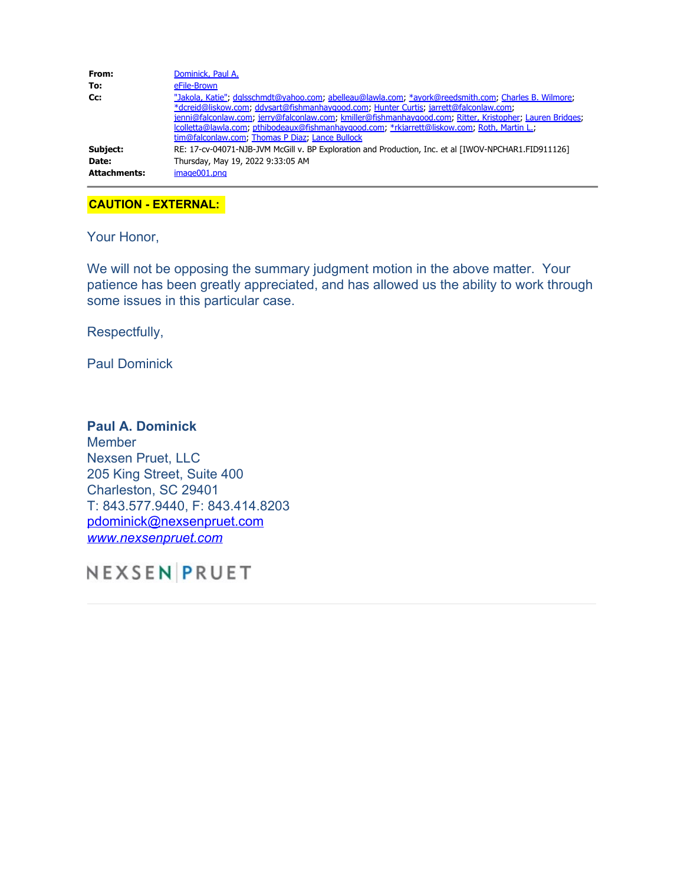| | |
|---|---|
| **From:** | Dominick, Paul A. |
| **To:** | eFile-Brown |
| **Cc:** | "Jakola, Katie"; dglsschmdt@yahoo.com; abelleau@lawla.com; *ayork@reedsmith.com; Charles B. Wilmore; *dcreid@liskow.com; ddysart@fishmanhaygood.com; Hunter Curtis; jarrett@falconlaw.com; jenni@falconlaw.com; jerry@falconlaw.com; kmiller@fishmanhaygood.com; Ritter, Kristopher; Lauren Bridges; lcolletta@lawla.com; pthibodeaux@fishmanhaygood.com; *rkjarrett@liskow.com; Roth, Martin L.; tim@falconlaw.com; Thomas P Diaz; Lance Bullock |
| **Subject:** | RE: 17-cv-04071-NJB-JVM McGill v. BP Exploration and Production, Inc. et al [IWOV-NPCHAR1.FID911126] |
| **Date:** | Thursday, May 19, 2022 9:33:05 AM |
| **Attachments:** | image001.png |

**CAUTION - EXTERNAL:**

Your Honor,

We will not be opposing the summary judgment motion in the above matter. Your patience has been greatly appreciated, and has allowed us the ability to work through some issues in this particular case.

Respectfully,

Paul Dominick

**Paul A. Dominick**
Member
Nexsen Pruet, LLC
205 King Street, Suite 400
Charleston, SC 29401
T: 843.577.9440, F: 843.414.8203
pdominick@nexsenpruet.com
*www.nexsenpruet.com*

NEXSEN | PRUET